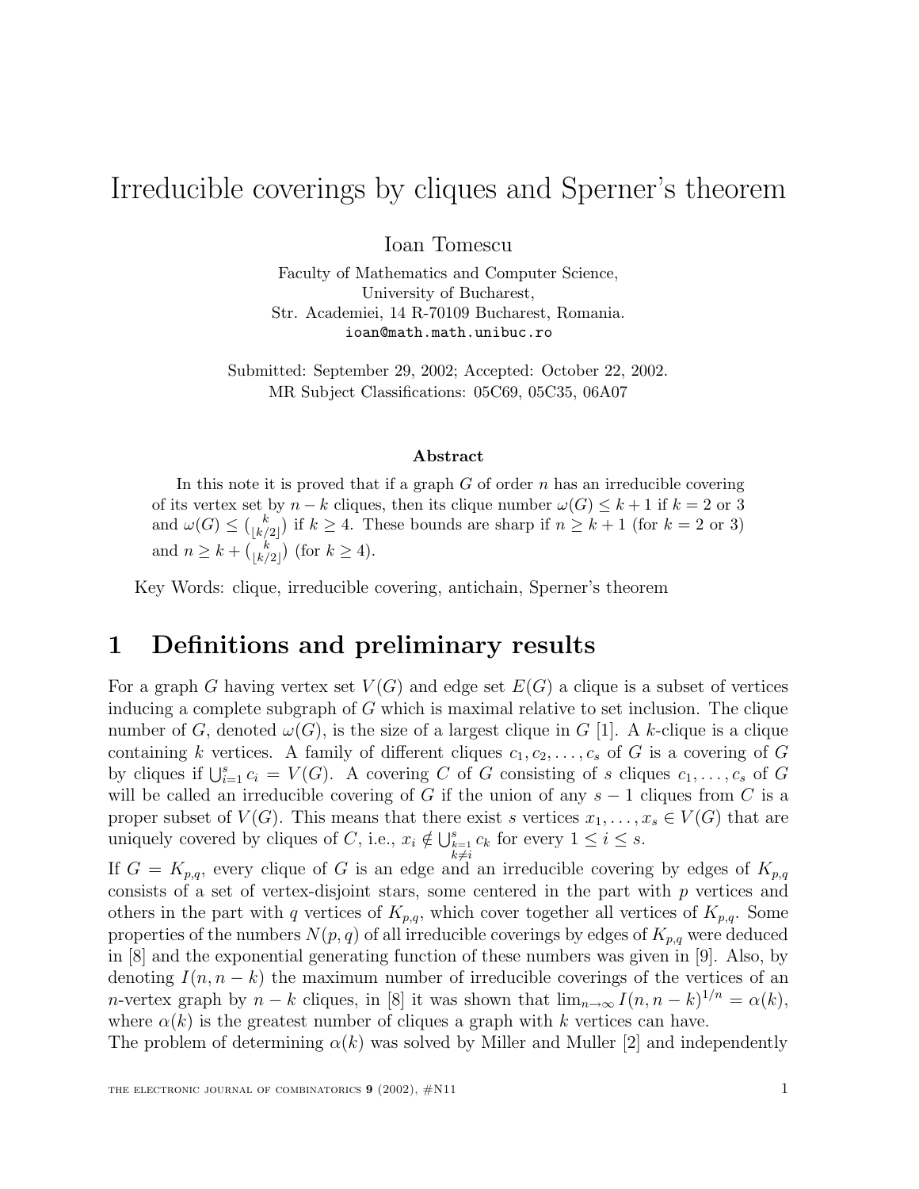# Irreducible coverings by cliques and Sperner's theorem

Ioan Tomescu

Faculty of Mathematics and Computer Science,
University of Bucharest,
Str. Academiei, 14 R-70109 Bucharest, Romania.
ioan@math.math.unibuc.ro

Submitted: September 29, 2002; Accepted: October 22, 2002.
MR Subject Classifications: 05C69, 05C35, 06A07

### Abstract

In this note it is proved that if a graph $G$ of order $n$ has an irreducible covering of its vertex set by $n-k$ cliques, then its clique number $\omega(G) \leq k+1$ if $k = 2$ or 3 and $\omega(G) \leq \binom{k}{\lfloor k/2 \rfloor}$ if $k \geq 4$. These bounds are sharp if $n \geq k+1$ (for $k = 2$ or 3) and $n \geq k + \binom{k}{\lfloor k/2 \rfloor}$ (for $k \geq 4$).

Key Words: clique, irreducible covering, antichain, Sperner's theorem

## 1 Definitions and preliminary results

For a graph $G$ having vertex set $V(G)$ and edge set $E(G)$ a clique is a subset of vertices inducing a complete subgraph of $G$ which is maximal relative to set inclusion. The clique number of $G$, denoted $\omega(G)$, is the size of a largest clique in $G$ [1]. A $k$-clique is a clique containing $k$ vertices. A family of different cliques $c_1, c_2, \ldots, c_s$ of $G$ is a covering of $G$ by cliques if $\bigcup_{i=1}^{s} c_i = V(G)$. A covering $C$ of $G$ consisting of $s$ cliques $c_1, \ldots, c_s$ of $G$ will be called an irreducible covering of $G$ if the union of any $s-1$ cliques from $C$ is a proper subset of $V(G)$. This means that there exist $s$ vertices $x_1, \ldots, x_s \in V(G)$ that are uniquely covered by cliques of $C$, i.e., $x_i \notin \bigcup_{\substack{k=1 \\ k \neq i}}^{s} c_k$ for every $1 \leq i \leq s$.

If $G = K_{p,q}$, every clique of $G$ is an edge and an irreducible covering by edges of $K_{p,q}$ consists of a set of vertex-disjoint stars, some centered in the part with $p$ vertices and others in the part with $q$ vertices of $K_{p,q}$, which cover together all vertices of $K_{p,q}$. Some properties of the numbers $N(p,q)$ of all irreducible coverings by edges of $K_{p,q}$ were deduced in [8] and the exponential generating function of these numbers was given in [9]. Also, by denoting $I(n, n-k)$ the maximum number of irreducible coverings of the vertices of an $n$-vertex graph by $n-k$ cliques, in [8] it was shown that $\lim_{n\to\infty} I(n, n-k)^{1/n} = \alpha(k)$, where $\alpha(k)$ is the greatest number of cliques a graph with $k$ vertices can have.

The problem of determining $\alpha(k)$ was solved by Miller and Muller [2] and independently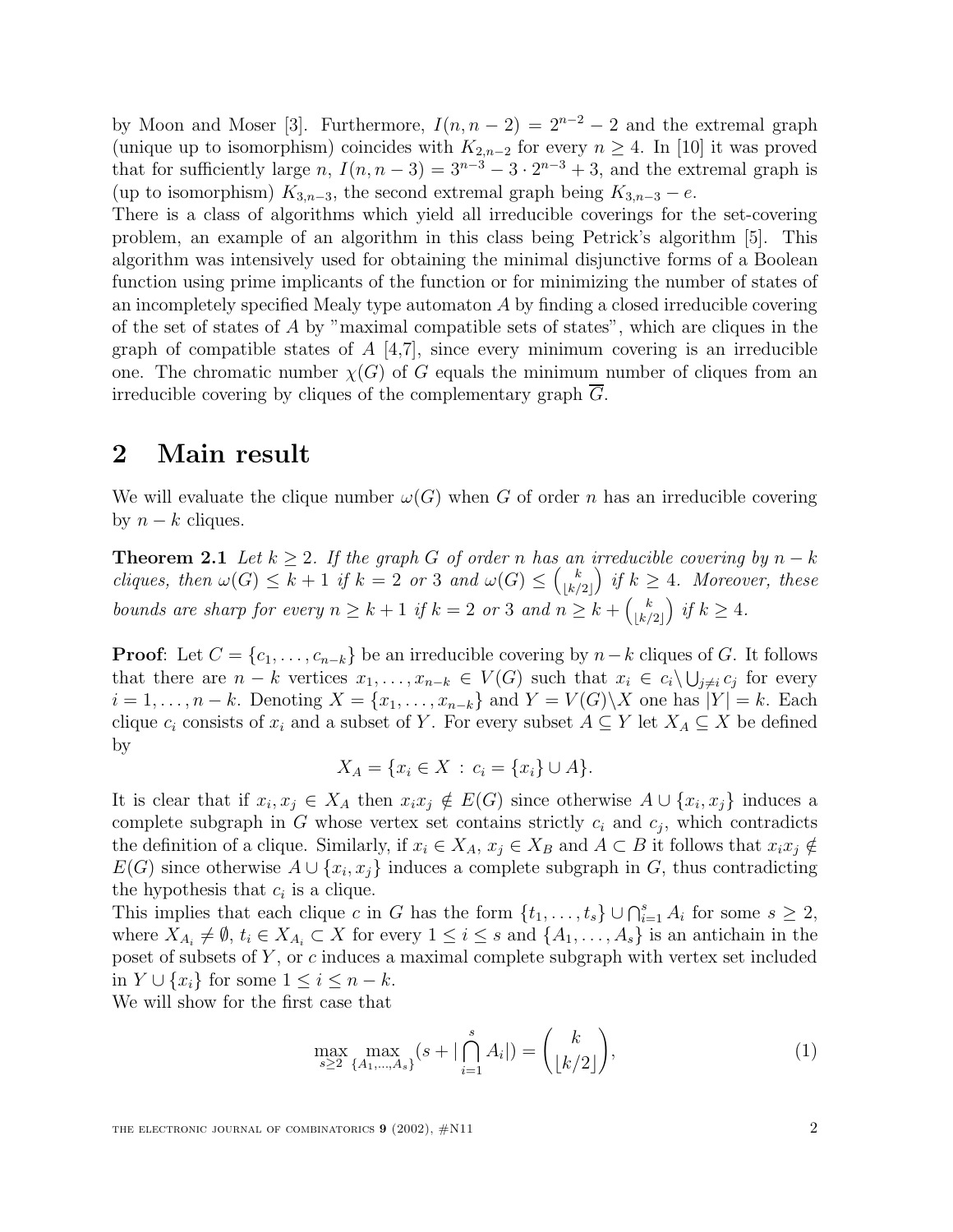by Moon and Moser [3]. Furthermore, $I(n, n-2) = 2^{n-2} - 2$ and the extremal graph (unique up to isomorphism) coincides with $K_{2,n-2}$ for every $n \geq 4$. In [10] it was proved that for sufficiently large $n$, $I(n, n-3) = 3^{n-3} - 3 \cdot 2^{n-3} + 3$, and the extremal graph is (up to isomorphism) $K_{3,n-3}$, the second extremal graph being $K_{3,n-3} - e$.

There is a class of algorithms which yield all irreducible coverings for the set-covering problem, an example of an algorithm in this class being Petrick's algorithm [5]. This algorithm was intensively used for obtaining the minimal disjunctive forms of a Boolean function using prime implicants of the function or for minimizing the number of states of an incompletely specified Mealy type automaton $A$ by finding a closed irreducible covering of the set of states of $A$ by "maximal compatible sets of states", which are cliques in the graph of compatible states of $A$ [4,7], since every minimum covering is an irreducible one. The chromatic number $\chi(G)$ of $G$ equals the minimum number of cliques from an irreducible covering by cliques of the complementary graph $\overline{G}$.

## 2 Main result

We will evaluate the clique number $\omega(G)$ when $G$ of order $n$ has an irreducible covering by $n - k$ cliques.

**Theorem 2.1** *Let $k \geq 2$. If the graph $G$ of order $n$ has an irreducible covering by $n - k$ cliques, then $\omega(G) \leq k + 1$ if $k = 2$ or $3$ and $\omega(G) \leq \binom{k}{\lfloor k/2 \rfloor}$ if $k \geq 4$. Moreover, these bounds are sharp for every $n \geq k + 1$ if $k = 2$ or $3$ and $n \geq k + \binom{k}{\lfloor k/2 \rfloor}$ if $k \geq 4$.*

**Proof**: Let $C = \{c_1, \ldots, c_{n-k}\}$ be an irreducible covering by $n-k$ cliques of $G$. It follows that there are $n - k$ vertices $x_1, \ldots, x_{n-k} \in V(G)$ such that $x_i \in c_i \setminus \bigcup_{j \neq i} c_j$ for every $i = 1, \ldots, n-k$. Denoting $X = \{x_1, \ldots, x_{n-k}\}$ and $Y = V(G) \setminus X$ one has $|Y| = k$. Each clique $c_i$ consists of $x_i$ and a subset of $Y$. For every subset $A \subseteq Y$ let $X_A \subseteq X$ be defined by

$$X_A = \{x_i \in X \, : \, c_i = \{x_i\} \cup A\}.$$

It is clear that if $x_i, x_j \in X_A$ then $x_i x_j \notin E(G)$ since otherwise $A \cup \{x_i, x_j\}$ induces a complete subgraph in $G$ whose vertex set contains strictly $c_i$ and $c_j$, which contradicts the definition of a clique. Similarly, if $x_i \in X_A$, $x_j \in X_B$ and $A \subset B$ it follows that $x_i x_j \notin E(G)$ since otherwise $A \cup \{x_i, x_j\}$ induces a complete subgraph in $G$, thus contradicting the hypothesis that $c_i$ is a clique.

This implies that each clique $c$ in $G$ has the form $\{t_1, \ldots, t_s\} \cup \bigcap_{i=1}^{s} A_i$ for some $s \geq 2$, where $X_{A_i} \neq \emptyset$, $t_i \in X_{A_i} \subset X$ for every $1 \leq i \leq s$ and $\{A_1, \ldots, A_s\}$ is an antichain in the poset of subsets of $Y$, or $c$ induces a maximal complete subgraph with vertex set included in $Y \cup \{x_i\}$ for some $1 \leq i \leq n - k$.

We will show for the first case that

$$\max_{s \geq 2} \max_{\{A_1, \ldots, A_s\}} (s + |\bigcap_{i=1}^{s} A_i|) = \binom{k}{\lfloor k/2 \rfloor}, \tag{1}$$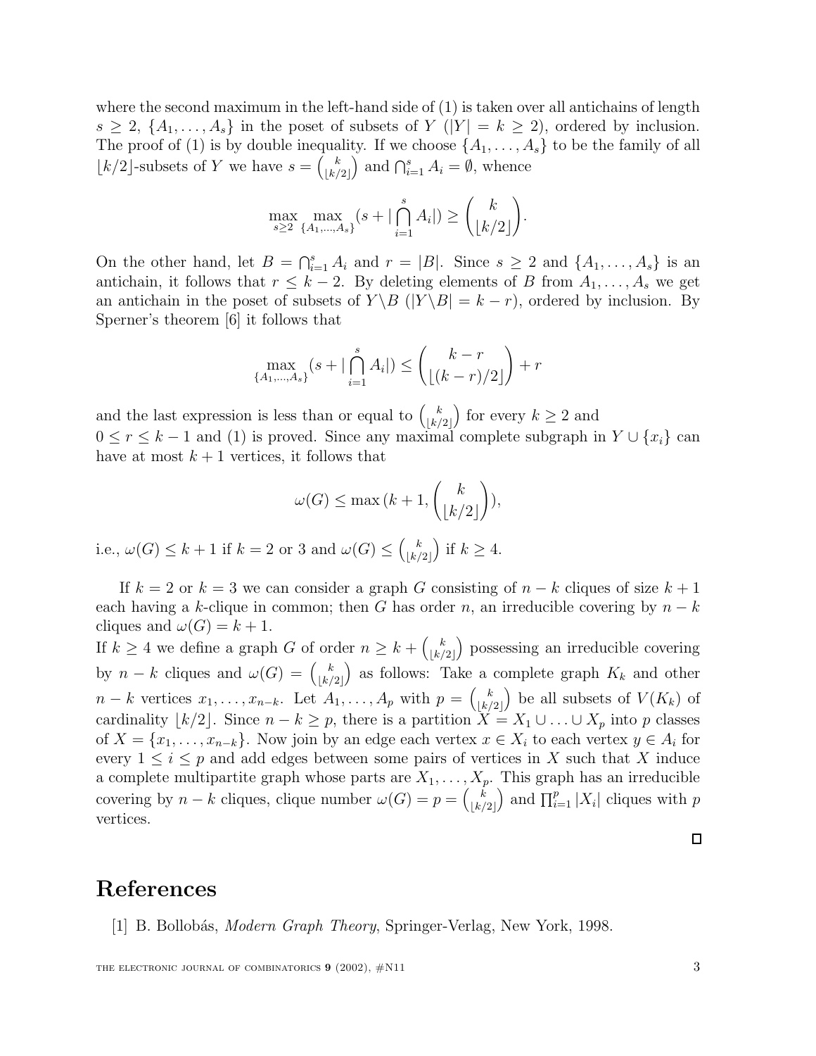where the second maximum in the left-hand side of (1) is taken over all antichains of length $s \geq 2$, $\{A_1, \ldots, A_s\}$ in the poset of subsets of $Y$ ($|Y| = k \geq 2$), ordered by inclusion. The proof of (1) is by double inequality. If we choose $\{A_1, \ldots, A_s\}$ to be the family of all $\lfloor k/2 \rfloor$-subsets of $Y$ we have $s = \binom{k}{\lfloor k/2 \rfloor}$ and $\bigcap_{i=1}^{s} A_i = \emptyset$, whence

$$\max_{s \geq 2} \max_{\{A_1, \ldots, A_s\}} (s + |\bigcap_{i=1}^{s} A_i|) \geq \binom{k}{\lfloor k/2 \rfloor}.$$

On the other hand, let $B = \bigcap_{i=1}^{s} A_i$ and $r = |B|$. Since $s \geq 2$ and $\{A_1, \ldots, A_s\}$ is an antichain, it follows that $r \leq k - 2$. By deleting elements of $B$ from $A_1, \ldots, A_s$ we get an antichain in the poset of subsets of $Y \backslash B$ ($|Y \backslash B| = k - r$), ordered by inclusion. By Sperner's theorem [6] it follows that

$$\max_{\{A_1, \ldots, A_s\}} (s + |\bigcap_{i=1}^{s} A_i|) \leq \binom{k - r}{\lfloor (k-r)/2 \rfloor} + r$$

and the last expression is less than or equal to $\binom{k}{\lfloor k/2 \rfloor}$ for every $k \geq 2$ and $0 \leq r \leq k - 1$ and (1) is proved. Since any maximal complete subgraph in $Y \cup \{x_i\}$ can have at most $k + 1$ vertices, it follows that

$$\omega(G) \leq \max\left(k + 1, \binom{k}{\lfloor k/2 \rfloor}\right),$$

i.e., $\omega(G) \leq k + 1$ if $k = 2$ or $3$ and $\omega(G) \leq \binom{k}{\lfloor k/2 \rfloor}$ if $k \geq 4$.

If $k = 2$ or $k = 3$ we can consider a graph $G$ consisting of $n - k$ cliques of size $k + 1$ each having a $k$-clique in common; then $G$ has order $n$, an irreducible covering by $n - k$ cliques and $\omega(G) = k + 1$.

If $k \geq 4$ we define a graph $G$ of order $n \geq k + \binom{k}{\lfloor k/2 \rfloor}$ possessing an irreducible covering by $n - k$ cliques and $\omega(G) = \binom{k}{\lfloor k/2 \rfloor}$ as follows: Take a complete graph $K_k$ and other $n - k$ vertices $x_1, \ldots, x_{n-k}$. Let $A_1, \ldots, A_p$ with $p = \binom{k}{\lfloor k/2 \rfloor}$ be all subsets of $V(K_k)$ of cardinality $\lfloor k/2 \rfloor$. Since $n - k \geq p$, there is a partition $X = X_1 \cup \ldots \cup X_p$ into $p$ classes of $X = \{x_1, \ldots, x_{n-k}\}$. Now join by an edge each vertex $x \in X_i$ to each vertex $y \in A_i$ for every $1 \leq i \leq p$ and add edges between some pairs of vertices in $X$ such that $X$ induce a complete multipartite graph whose parts are $X_1, \ldots, X_p$. This graph has an irreducible covering by $n - k$ cliques, clique number $\omega(G) = p = \binom{k}{\lfloor k/2 \rfloor}$ and $\prod_{i=1}^{p} |X_i|$ cliques with $p$ vertices.

□

# References

[1] B. Bollobás, *Modern Graph Theory*, Springer-Verlag, New York, 1998.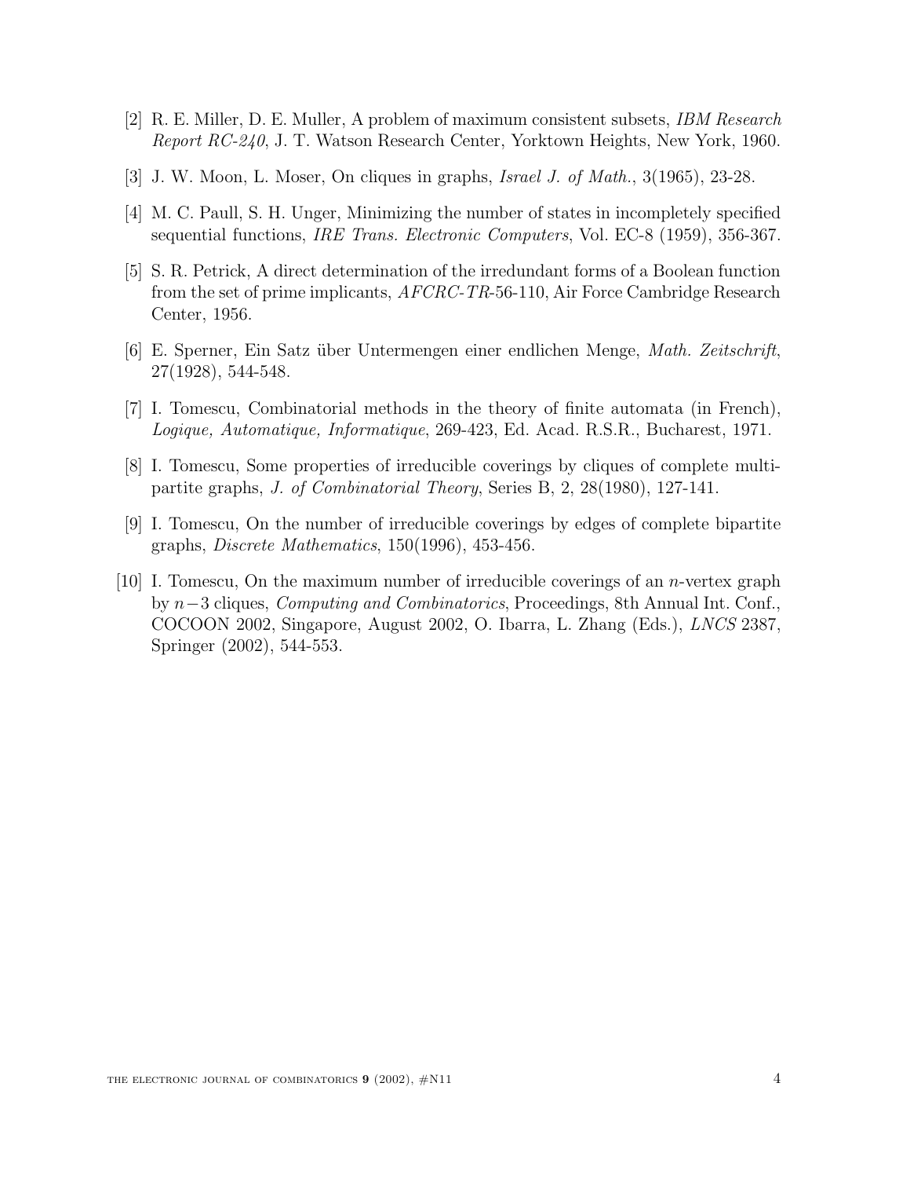[2] R. E. Miller, D. E. Muller, A problem of maximum consistent subsets, *IBM Research Report RC-240*, J. T. Watson Research Center, Yorktown Heights, New York, 1960.

[3] J. W. Moon, L. Moser, On cliques in graphs, *Israel J. of Math.*, 3(1965), 23-28.

[4] M. C. Paull, S. H. Unger, Minimizing the number of states in incompletely specified sequential functions, *IRE Trans. Electronic Computers*, Vol. EC-8 (1959), 356-367.

[5] S. R. Petrick, A direct determination of the irredundant forms of a Boolean function from the set of prime implicants, *AFCRC-TR*-56-110, Air Force Cambridge Research Center, 1956.

[6] E. Sperner, Ein Satz über Untermengen einer endlichen Menge, *Math. Zeitschrift*, 27(1928), 544-548.

[7] I. Tomescu, Combinatorial methods in the theory of finite automata (in French), *Logique, Automatique, Informatique*, 269-423, Ed. Acad. R.S.R., Bucharest, 1971.

[8] I. Tomescu, Some properties of irreducible coverings by cliques of complete multipartite graphs, *J. of Combinatorial Theory*, Series B, 2, 28(1980), 127-141.

[9] I. Tomescu, On the number of irreducible coverings by edges of complete bipartite graphs, *Discrete Mathematics*, 150(1996), 453-456.

[10] I. Tomescu, On the maximum number of irreducible coverings of an $n$-vertex graph by $n-3$ cliques, *Computing and Combinatorics*, Proceedings, 8th Annual Int. Conf., COCOON 2002, Singapore, August 2002, O. Ibarra, L. Zhang (Eds.), *LNCS* 2387, Springer (2002), 544-553.